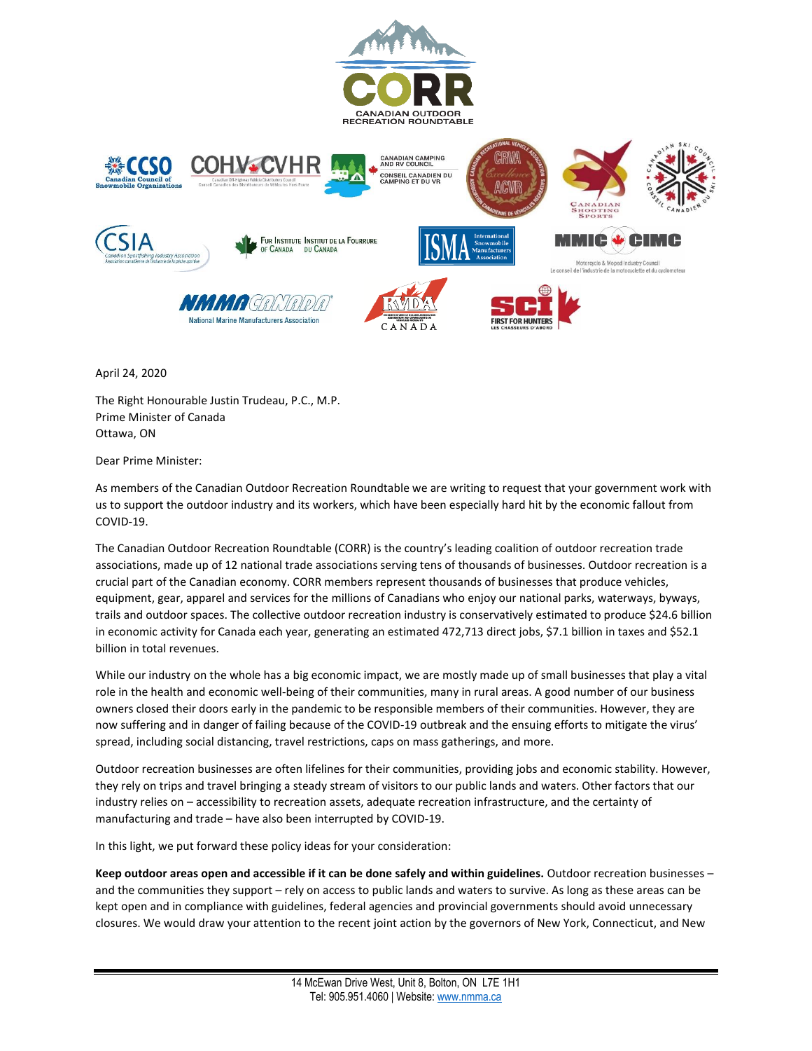April 24, 2020

The Right Honourable Justin Trudeau, P.C., M.P.
Prime Minister of Canada
Ottawa, ON

Dear Prime Minister:

As members of the Canadian Outdoor Recreation Roundtable we are writing to request that your government work with us to support the outdoor industry and its workers, which have been especially hard hit by the economic fallout from COVID-19.

The Canadian Outdoor Recreation Roundtable (CORR) is the country's leading coalition of outdoor recreation trade associations, made up of 12 national trade associations serving tens of thousands of businesses. Outdoor recreation is a crucial part of the Canadian economy. CORR members represent thousands of businesses that produce vehicles, equipment, gear, apparel and services for the millions of Canadians who enjoy our national parks, waterways, byways, trails and outdoor spaces. The collective outdoor recreation industry is conservatively estimated to produce $24.6 billion in economic activity for Canada each year, generating an estimated 472,713 direct jobs, $7.1 billion in taxes and $52.1 billion in total revenues.

While our industry on the whole has a big economic impact, we are mostly made up of small businesses that play a vital role in the health and economic well-being of their communities, many in rural areas. A good number of our business owners closed their doors early in the pandemic to be responsible members of their communities. However, they are now suffering and in danger of failing because of the COVID-19 outbreak and the ensuing efforts to mitigate the virus' spread, including social distancing, travel restrictions, caps on mass gatherings, and more.

Outdoor recreation businesses are often lifelines for their communities, providing jobs and economic stability. However, they rely on trips and travel bringing a steady stream of visitors to our public lands and waters. Other factors that our industry relies on – accessibility to recreation assets, adequate recreation infrastructure, and the certainty of manufacturing and trade – have also been interrupted by COVID-19.

In this light, we put forward these policy ideas for your consideration:

**Keep outdoor areas open and accessible if it can be done safely and within guidelines.** Outdoor recreation businesses – and the communities they support – rely on access to public lands and waters to survive. As long as these areas can be kept open and in compliance with guidelines, federal agencies and provincial governments should avoid unnecessary closures. We would draw your attention to the recent joint action by the governors of New York, Connecticut, and New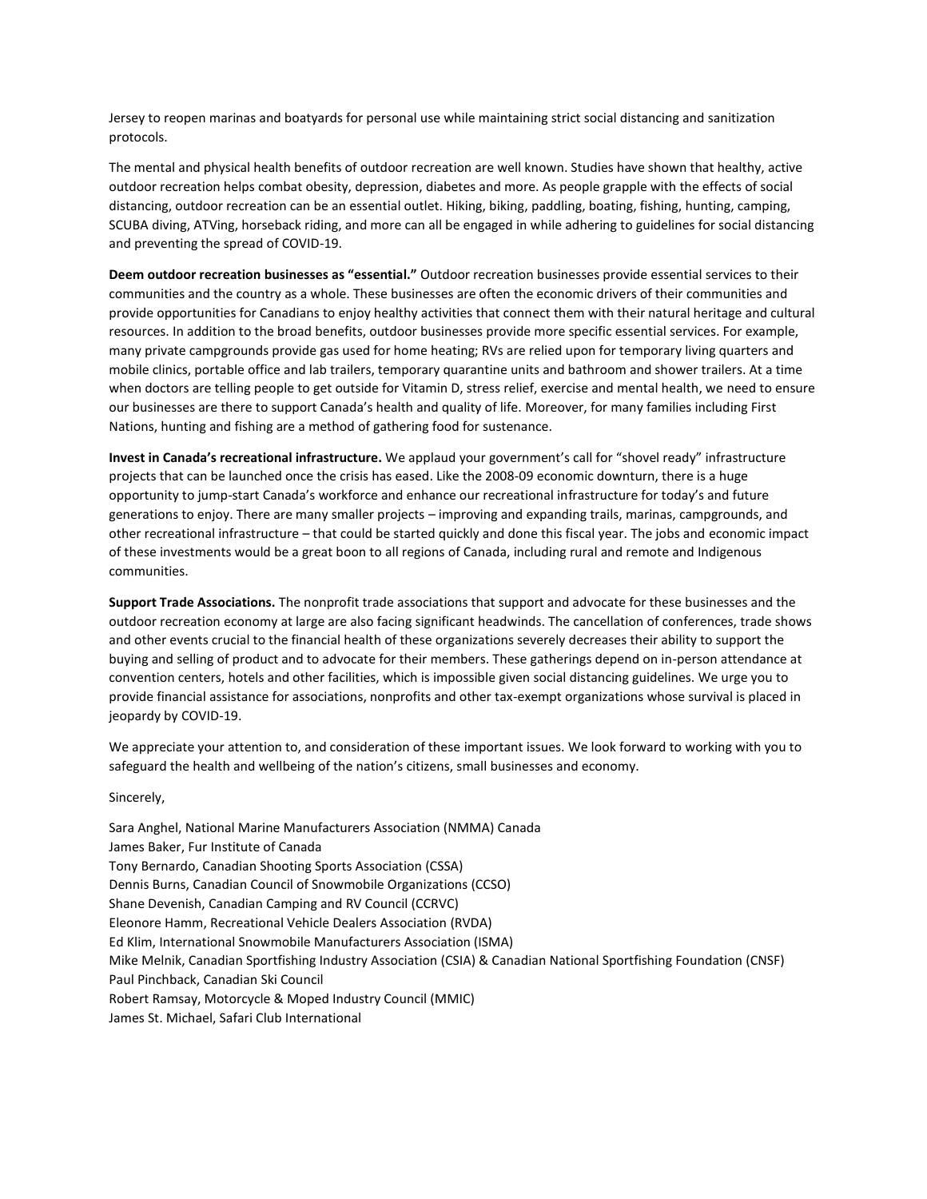Jersey to reopen marinas and boatyards for personal use while maintaining strict social distancing and sanitization protocols.

The mental and physical health benefits of outdoor recreation are well known. Studies have shown that healthy, active outdoor recreation helps combat obesity, depression, diabetes and more. As people grapple with the effects of social distancing, outdoor recreation can be an essential outlet. Hiking, biking, paddling, boating, fishing, hunting, camping, SCUBA diving, ATVing, horseback riding, and more can all be engaged in while adhering to guidelines for social distancing and preventing the spread of COVID-19.

**Deem outdoor recreation businesses as "essential."** Outdoor recreation businesses provide essential services to their communities and the country as a whole. These businesses are often the economic drivers of their communities and provide opportunities for Canadians to enjoy healthy activities that connect them with their natural heritage and cultural resources. In addition to the broad benefits, outdoor businesses provide more specific essential services. For example, many private campgrounds provide gas used for home heating; RVs are relied upon for temporary living quarters and mobile clinics, portable office and lab trailers, temporary quarantine units and bathroom and shower trailers. At a time when doctors are telling people to get outside for Vitamin D, stress relief, exercise and mental health, we need to ensure our businesses are there to support Canada's health and quality of life. Moreover, for many families including First Nations, hunting and fishing are a method of gathering food for sustenance.

**Invest in Canada's recreational infrastructure.** We applaud your government's call for "shovel ready" infrastructure projects that can be launched once the crisis has eased. Like the 2008-09 economic downturn, there is a huge opportunity to jump-start Canada's workforce and enhance our recreational infrastructure for today's and future generations to enjoy. There are many smaller projects – improving and expanding trails, marinas, campgrounds, and other recreational infrastructure – that could be started quickly and done this fiscal year. The jobs and economic impact of these investments would be a great boon to all regions of Canada, including rural and remote and Indigenous communities.

**Support Trade Associations.** The nonprofit trade associations that support and advocate for these businesses and the outdoor recreation economy at large are also facing significant headwinds. The cancellation of conferences, trade shows and other events crucial to the financial health of these organizations severely decreases their ability to support the buying and selling of product and to advocate for their members. These gatherings depend on in-person attendance at convention centers, hotels and other facilities, which is impossible given social distancing guidelines. We urge you to provide financial assistance for associations, nonprofits and other tax-exempt organizations whose survival is placed in jeopardy by COVID-19.

We appreciate your attention to, and consideration of these important issues. We look forward to working with you to safeguard the health and wellbeing of the nation's citizens, small businesses and economy.

Sincerely,

Sara Anghel, National Marine Manufacturers Association (NMMA) Canada  
James Baker, Fur Institute of Canada  
Tony Bernardo, Canadian Shooting Sports Association (CSSA)  
Dennis Burns, Canadian Council of Snowmobile Organizations (CCSO)  
Shane Devenish, Canadian Camping and RV Council (CCRVC)  
Eleonore Hamm, Recreational Vehicle Dealers Association (RVDA)  
Ed Klim, International Snowmobile Manufacturers Association (ISMA)  
Mike Melnik, Canadian Sportfishing Industry Association (CSIA) & Canadian National Sportfishing Foundation (CNSF)  
Paul Pinchback, Canadian Ski Council  
Robert Ramsay, Motorcycle & Moped Industry Council (MMIC)  
James St. Michael, Safari Club International